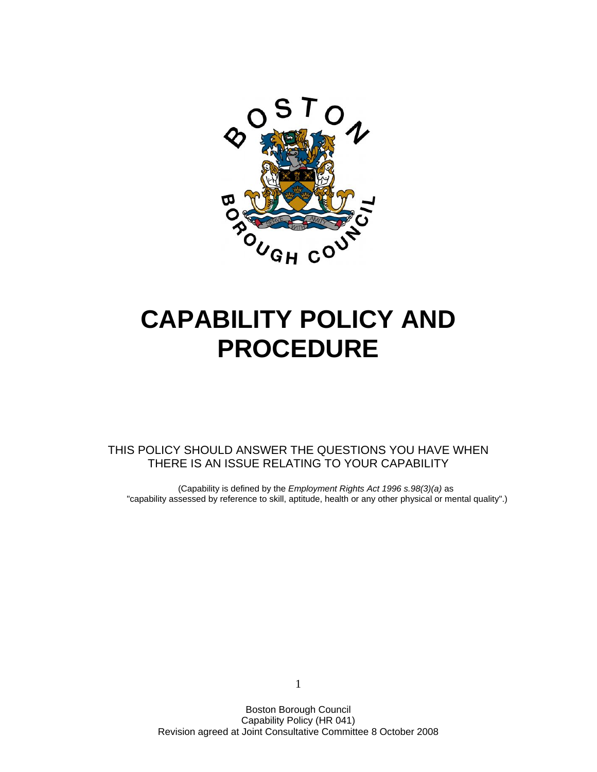# CAPABILITY POLICY AND PROCEDURE

THIS POLICY SHOULD ANSWER THE QUESTIONS YOU HAVE WHEN THERE IS AN ISSUE RELATING TO YOUR CAPABILITY

(Capability is defined by the *Employment Rights Act 1996 s.98(3)(a)* as "capability assessed by reference to skill, aptitude, health or any other physical or mental quality".)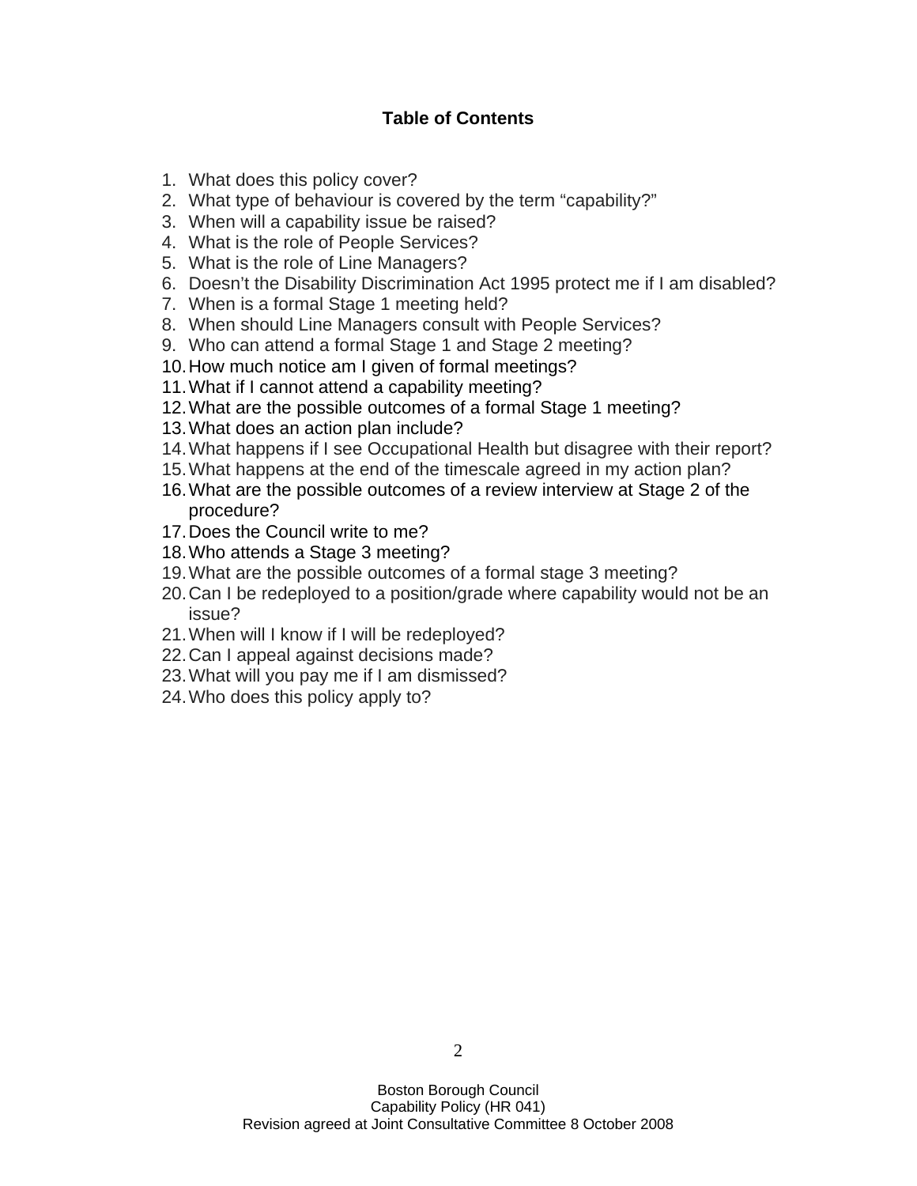## Table of Contents

1. What does this policy cover?
2. What type of behaviour is covered by the term “capability?”
3. When will a capability issue be raised?
4. What is the role of People Services?
5. What is the role of Line Managers?
6. Doesn’t the Disability Discrimination Act 1995 protect me if I am disabled?
7. When is a formal Stage 1 meeting held?
8. When should Line Managers consult with People Services?
9. Who can attend a formal Stage 1 and Stage 2 meeting?
10. How much notice am I given of formal meetings?
11. What if I cannot attend a capability meeting?
12. What are the possible outcomes of a formal Stage 1 meeting?
13. What does an action plan include?
14. What happens if I see Occupational Health but disagree with their report?
15. What happens at the end of the timescale agreed in my action plan?
16. What are the possible outcomes of a review interview at Stage 2 of the procedure?
17. Does the Council write to me?
18. Who attends a Stage 3 meeting?
19. What are the possible outcomes of a formal stage 3 meeting?
20. Can I be redeployed to a position/grade where capability would not be an issue?
21. When will I know if I will be redeployed?
22. Can I appeal against decisions made?
23. What will you pay me if I am dismissed?
24. Who does this policy apply to?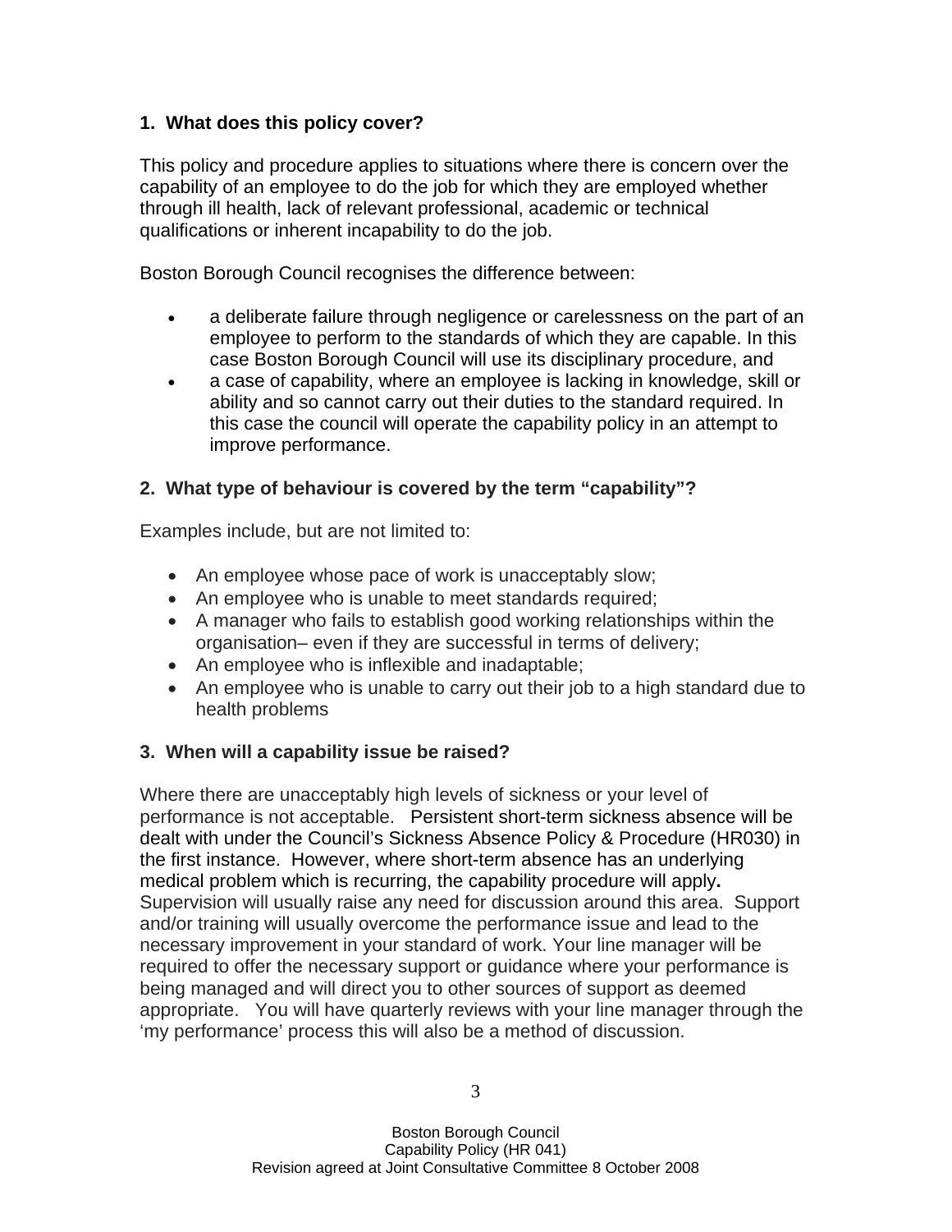## 1. What does this policy cover?

This policy and procedure applies to situations where there is concern over the capability of an employee to do the job for which they are employed whether through ill health, lack of relevant professional, academic or technical qualifications or inherent incapability to do the job.

Boston Borough Council recognises the difference between:

- a deliberate failure through negligence or carelessness on the part of an employee to perform to the standards of which they are capable. In this case Boston Borough Council will use its disciplinary procedure, and
- a case of capability, where an employee is lacking in knowledge, skill or ability and so cannot carry out their duties to the standard required. In this case the council will operate the capability policy in an attempt to improve performance.

## 2. What type of behaviour is covered by the term "capability"?

Examples include, but are not limited to:

- An employee whose pace of work is unacceptably slow;
- An employee who is unable to meet standards required;
- A manager who fails to establish good working relationships within the organisation– even if they are successful in terms of delivery;
- An employee who is inflexible and inadaptable;
- An employee who is unable to carry out their job to a high standard due to health problems

## 3. When will a capability issue be raised?

Where there are unacceptably high levels of sickness or your level of performance is not acceptable. Persistent short-term sickness absence will be dealt with under the Council's Sickness Absence Policy & Procedure (HR030) in the first instance. However, where short-term absence has an underlying medical problem which is recurring, the capability procedure will apply**.** Supervision will usually raise any need for discussion around this area. Support and/or training will usually overcome the performance issue and lead to the necessary improvement in your standard of work. Your line manager will be required to offer the necessary support or guidance where your performance is being managed and will direct you to other sources of support as deemed appropriate. You will have quarterly reviews with your line manager through the 'my performance' process this will also be a method of discussion.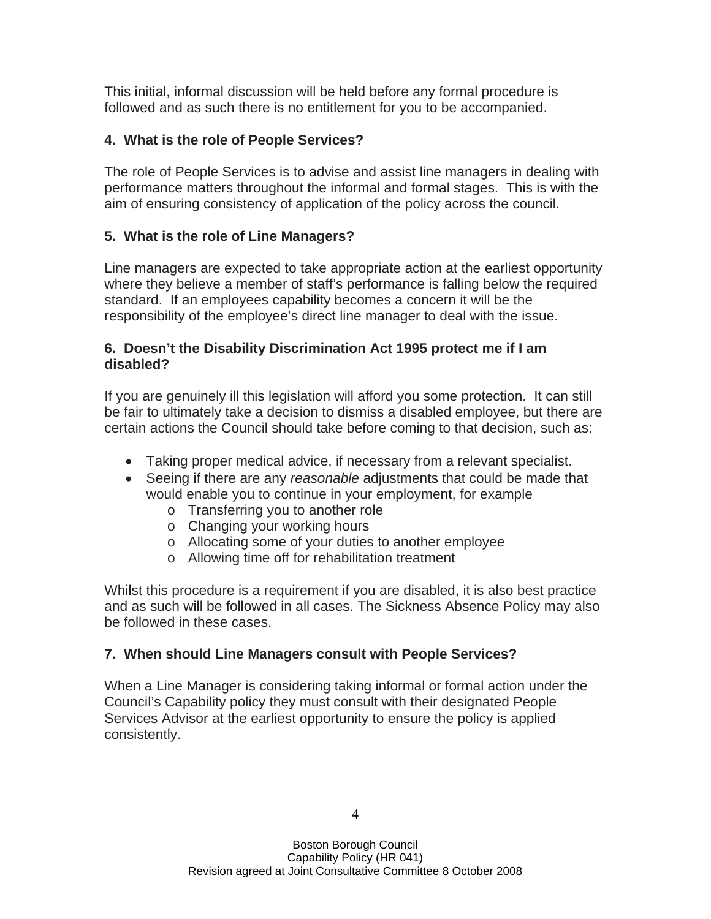This initial, informal discussion will be held before any formal procedure is followed and as such there is no entitlement for you to be accompanied.

### 4. What is the role of People Services?

The role of People Services is to advise and assist line managers in dealing with performance matters throughout the informal and formal stages. This is with the aim of ensuring consistency of application of the policy across the council.

### 5. What is the role of Line Managers?

Line managers are expected to take appropriate action at the earliest opportunity where they believe a member of staff's performance is falling below the required standard. If an employees capability becomes a concern it will be the responsibility of the employee's direct line manager to deal with the issue.

### 6. Doesn't the Disability Discrimination Act 1995 protect me if I am disabled?

If you are genuinely ill this legislation will afford you some protection. It can still be fair to ultimately take a decision to dismiss a disabled employee, but there are certain actions the Council should take before coming to that decision, such as:

- Taking proper medical advice, if necessary from a relevant specialist.
- Seeing if there are any *reasonable* adjustments that could be made that would enable you to continue in your employment, for example
  - Transferring you to another role
  - Changing your working hours
  - Allocating some of your duties to another employee
  - Allowing time off for rehabilitation treatment

Whilst this procedure is a requirement if you are disabled, it is also best practice and as such will be followed in <u>all</u> cases. The Sickness Absence Policy may also be followed in these cases.

### 7. When should Line Managers consult with People Services?

When a Line Manager is considering taking informal or formal action under the Council's Capability policy they must consult with their designated People Services Advisor at the earliest opportunity to ensure the policy is applied consistently.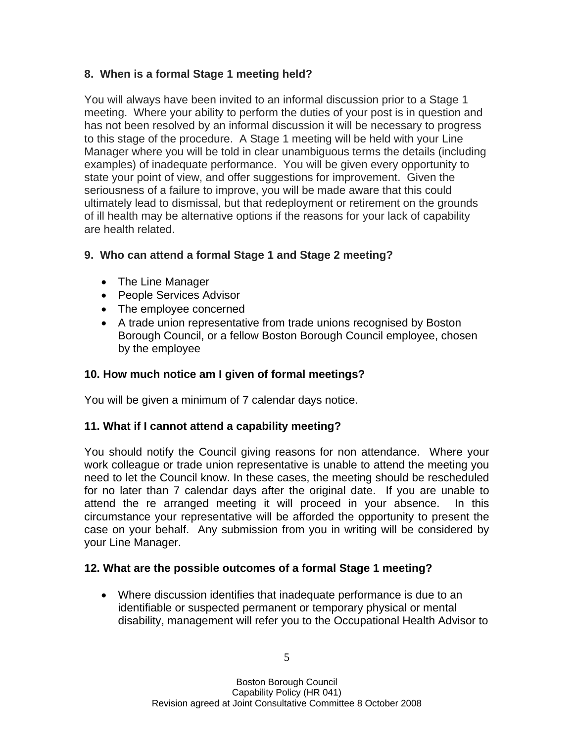### 8. When is a formal Stage 1 meeting held?

You will always have been invited to an informal discussion prior to a Stage 1 meeting. Where your ability to perform the duties of your post is in question and has not been resolved by an informal discussion it will be necessary to progress to this stage of the procedure. A Stage 1 meeting will be held with your Line Manager where you will be told in clear unambiguous terms the details (including examples) of inadequate performance. You will be given every opportunity to state your point of view, and offer suggestions for improvement. Given the seriousness of a failure to improve, you will be made aware that this could ultimately lead to dismissal, but that redeployment or retirement on the grounds of ill health may be alternative options if the reasons for your lack of capability are health related.

### 9. Who can attend a formal Stage 1 and Stage 2 meeting?

- The Line Manager
- People Services Advisor
- The employee concerned
- A trade union representative from trade unions recognised by Boston Borough Council, or a fellow Boston Borough Council employee, chosen by the employee

### 10. How much notice am I given of formal meetings?

You will be given a minimum of 7 calendar days notice.

### 11. What if I cannot attend a capability meeting?

You should notify the Council giving reasons for non attendance. Where your work colleague or trade union representative is unable to attend the meeting you need to let the Council know. In these cases, the meeting should be rescheduled for no later than 7 calendar days after the original date. If you are unable to attend the re arranged meeting it will proceed in your absence. In this circumstance your representative will be afforded the opportunity to present the case on your behalf. Any submission from you in writing will be considered by your Line Manager.

### 12. What are the possible outcomes of a formal Stage 1 meeting?

- Where discussion identifies that inadequate performance is due to an identifiable or suspected permanent or temporary physical or mental disability, management will refer you to the Occupational Health Advisor to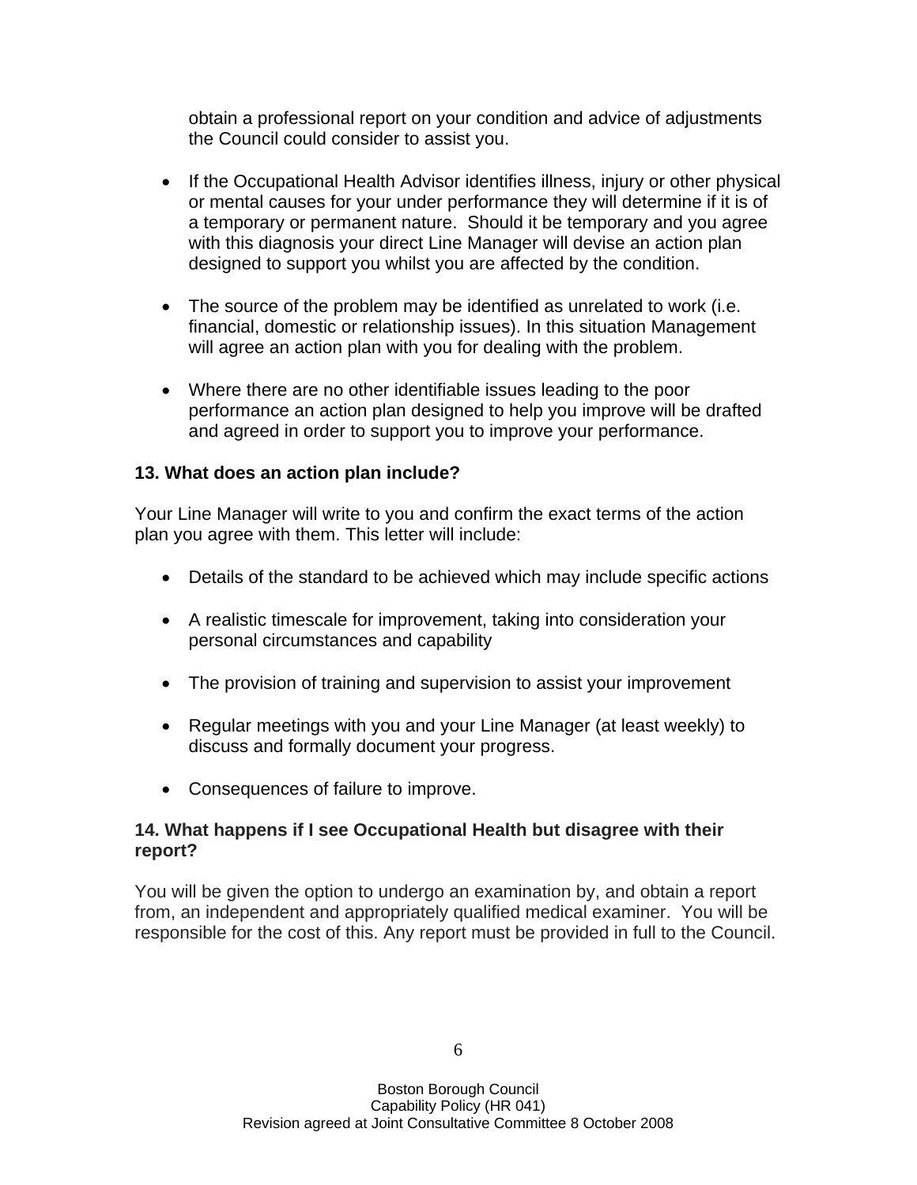obtain a professional report on your condition and advice of adjustments the Council could consider to assist you.

- If the Occupational Health Advisor identifies illness, injury or other physical or mental causes for your under performance they will determine if it is of a temporary or permanent nature. Should it be temporary and you agree with this diagnosis your direct Line Manager will devise an action plan designed to support you whilst you are affected by the condition.

- The source of the problem may be identified as unrelated to work (i.e. financial, domestic or relationship issues). In this situation Management will agree an action plan with you for dealing with the problem.

- Where there are no other identifiable issues leading to the poor performance an action plan designed to help you improve will be drafted and agreed in order to support you to improve your performance.

### 13. What does an action plan include?

Your Line Manager will write to you and confirm the exact terms of the action plan you agree with them. This letter will include:

- Details of the standard to be achieved which may include specific actions

- A realistic timescale for improvement, taking into consideration your personal circumstances and capability

- The provision of training and supervision to assist your improvement

- Regular meetings with you and your Line Manager (at least weekly) to discuss and formally document your progress.

- Consequences of failure to improve.

### 14. What happens if I see Occupational Health but disagree with their report?

You will be given the option to undergo an examination by, and obtain a report from, an independent and appropriately qualified medical examiner. You will be responsible for the cost of this. Any report must be provided in full to the Council.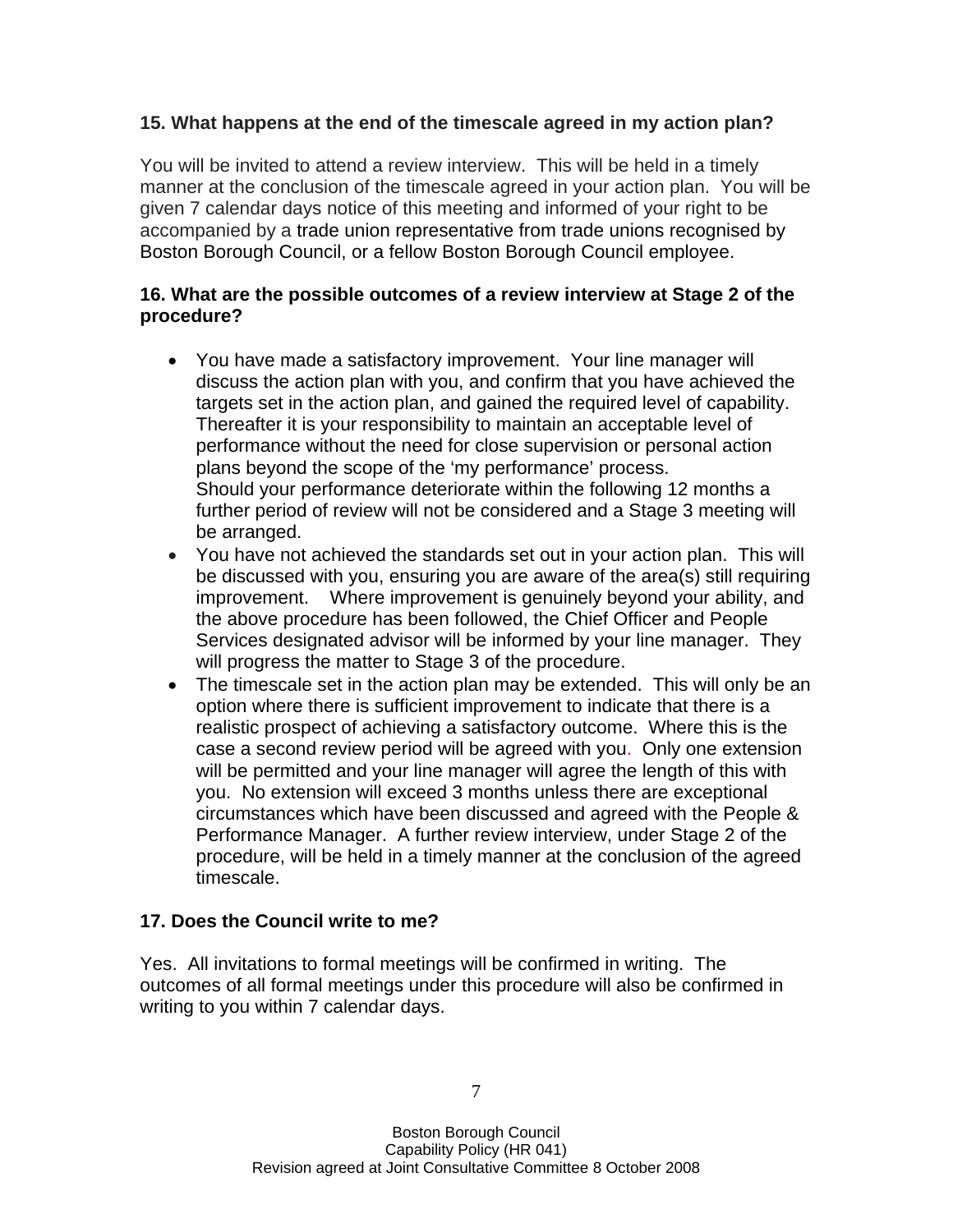### 15. What happens at the end of the timescale agreed in my action plan?

You will be invited to attend a review interview. This will be held in a timely manner at the conclusion of the timescale agreed in your action plan. You will be given 7 calendar days notice of this meeting and informed of your right to be accompanied by a trade union representative from trade unions recognised by Boston Borough Council, or a fellow Boston Borough Council employee.

### 16. What are the possible outcomes of a review interview at Stage 2 of the procedure?

- You have made a satisfactory improvement. Your line manager will discuss the action plan with you, and confirm that you have achieved the targets set in the action plan, and gained the required level of capability. Thereafter it is your responsibility to maintain an acceptable level of performance without the need for close supervision or personal action plans beyond the scope of the 'my performance' process.
  Should your performance deteriorate within the following 12 months a further period of review will not be considered and a Stage 3 meeting will be arranged.
- You have not achieved the standards set out in your action plan. This will be discussed with you, ensuring you are aware of the area(s) still requiring improvement. Where improvement is genuinely beyond your ability, and the above procedure has been followed, the Chief Officer and People Services designated advisor will be informed by your line manager. They will progress the matter to Stage 3 of the procedure.
- The timescale set in the action plan may be extended. This will only be an option where there is sufficient improvement to indicate that there is a realistic prospect of achieving a satisfactory outcome. Where this is the case a second review period will be agreed with you. Only one extension will be permitted and your line manager will agree the length of this with you. No extension will exceed 3 months unless there are exceptional circumstances which have been discussed and agreed with the People & Performance Manager. A further review interview, under Stage 2 of the procedure, will be held in a timely manner at the conclusion of the agreed timescale.

### 17. Does the Council write to me?

Yes. All invitations to formal meetings will be confirmed in writing. The outcomes of all formal meetings under this procedure will also be confirmed in writing to you within 7 calendar days.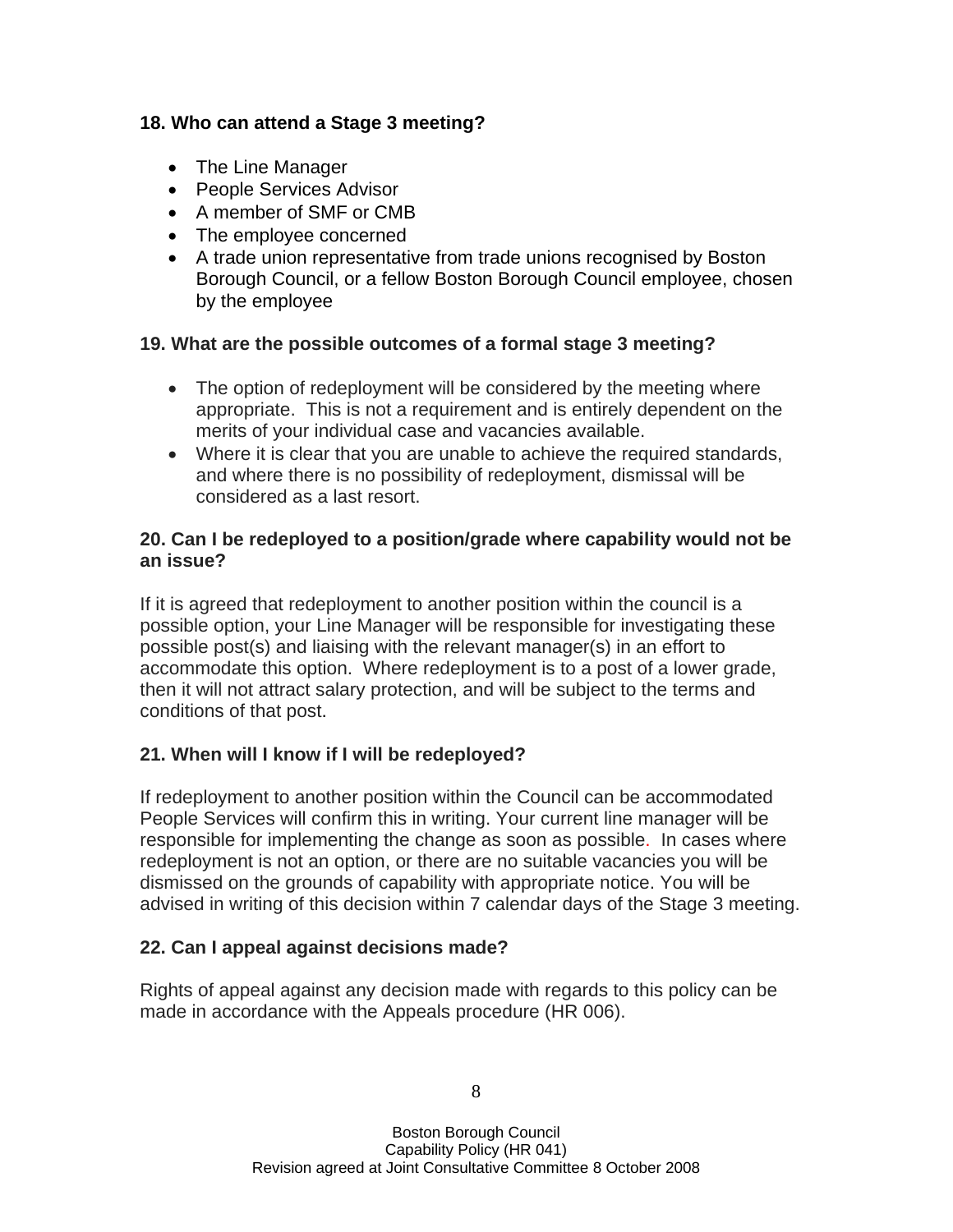**18. Who can attend a Stage 3 meeting?**

- The Line Manager
- People Services Advisor
- A member of SMF or CMB
- The employee concerned
- A trade union representative from trade unions recognised by Boston Borough Council, or a fellow Boston Borough Council employee, chosen by the employee

**19. What are the possible outcomes of a formal stage 3 meeting?**

- The option of redeployment will be considered by the meeting where appropriate. This is not a requirement and is entirely dependent on the merits of your individual case and vacancies available.
- Where it is clear that you are unable to achieve the required standards, and where there is no possibility of redeployment, dismissal will be considered as a last resort.

**20. Can I be redeployed to a position/grade where capability would not be an issue?**

If it is agreed that redeployment to another position within the council is a possible option, your Line Manager will be responsible for investigating these possible post(s) and liaising with the relevant manager(s) in an effort to accommodate this option. Where redeployment is to a post of a lower grade, then it will not attract salary protection, and will be subject to the terms and conditions of that post.

**21. When will I know if I will be redeployed?**

If redeployment to another position within the Council can be accommodated People Services will confirm this in writing. Your current line manager will be responsible for implementing the change as soon as possible. In cases where redeployment is not an option, or there are no suitable vacancies you will be dismissed on the grounds of capability with appropriate notice. You will be advised in writing of this decision within 7 calendar days of the Stage 3 meeting.

**22. Can I appeal against decisions made?**

Rights of appeal against any decision made with regards to this policy can be made in accordance with the Appeals procedure (HR 006).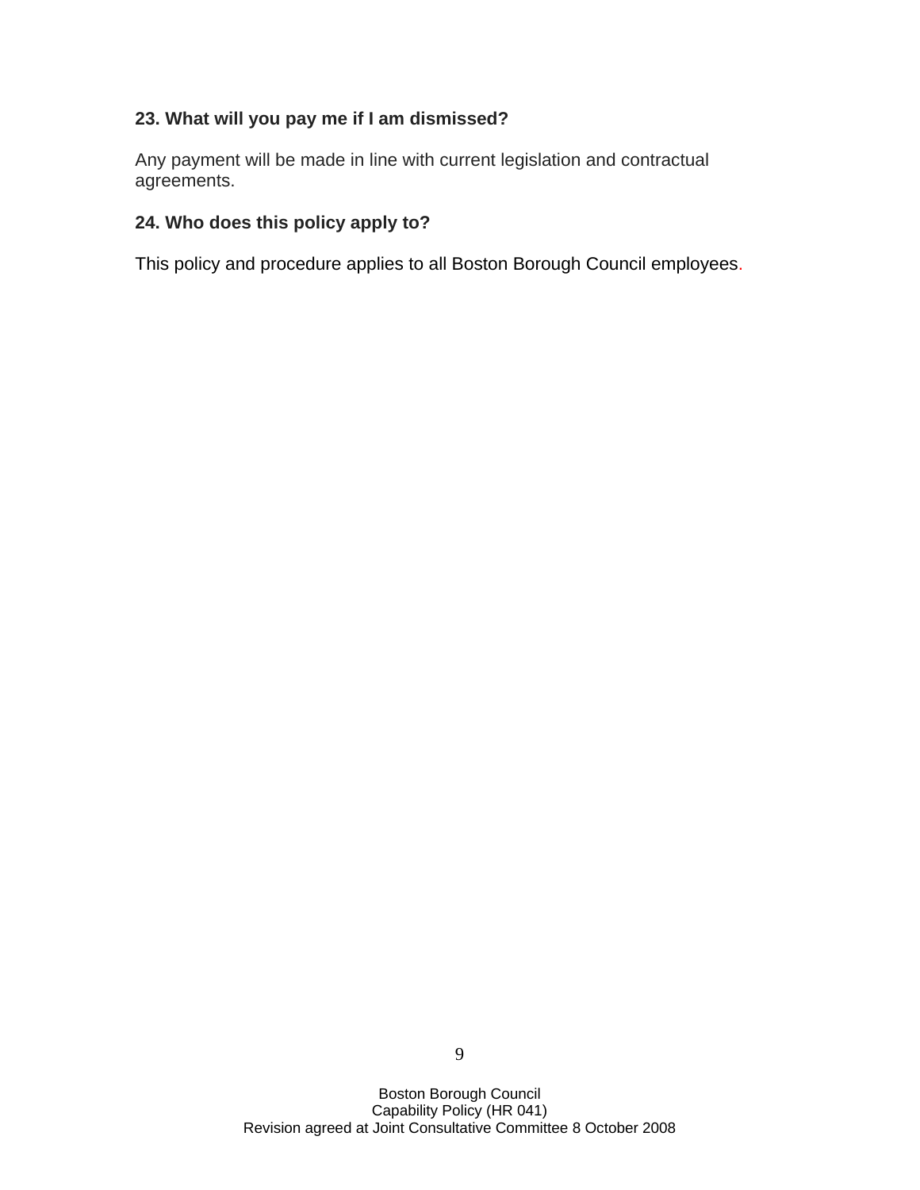**23. What will you pay me if I am dismissed?**

Any payment will be made in line with current legislation and contractual agreements.

**24. Who does this policy apply to?**

This policy and procedure applies to all Boston Borough Council employees.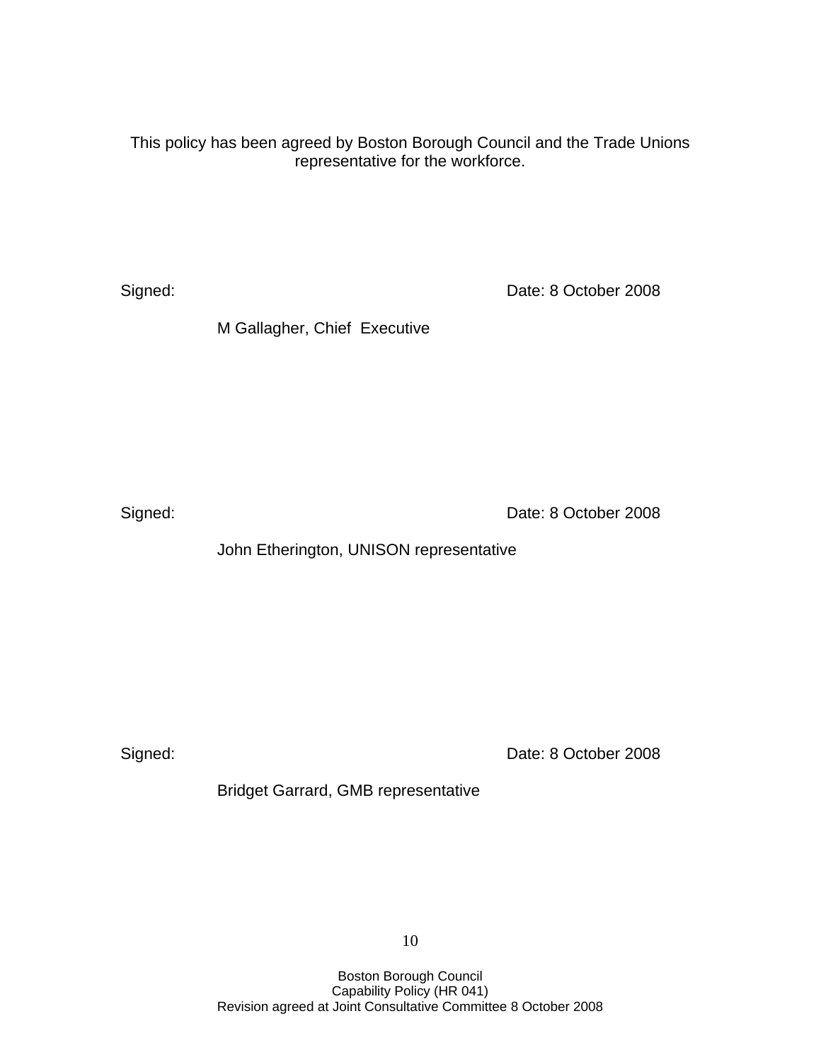This policy has been agreed by Boston Borough Council and the Trade Unions representative for the workforce.

Signed: Date: 8 October 2008

M Gallagher, Chief Executive

Signed: Date: 8 October 2008

John Etherington, UNISON representative

Signed: Date: 8 October 2008

Bridget Garrard, GMB representative